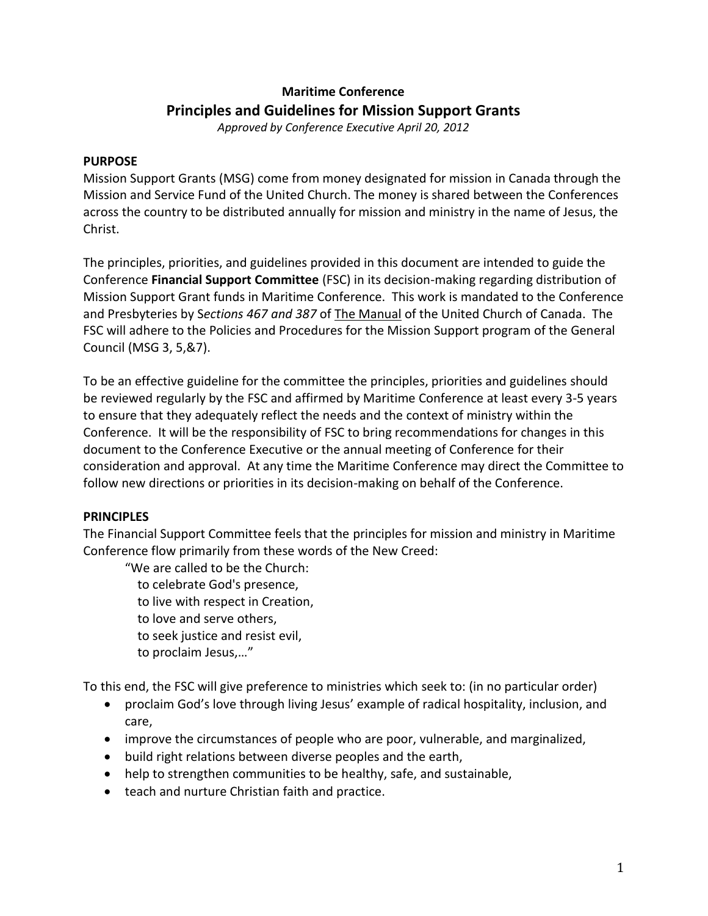**Maritime Conference**

# Principles and Guidelines for Mission Support Grants

*Approved by Conference Executive April 20, 2012*

## PURPOSE

Mission Support Grants (MSG) come from money designated for mission in Canada through the Mission and Service Fund of the United Church. The money is shared between the Conferences across the country to be distributed annually for mission and ministry in the name of Jesus, the Christ.

The principles, priorities, and guidelines provided in this document are intended to guide the Conference **Financial Support Committee** (FSC) in its decision-making regarding distribution of Mission Support Grant funds in Maritime Conference. This work is mandated to the Conference and Presbyteries by S*ections 467 and 387* of The Manual of the United Church of Canada. The FSC will adhere to the Policies and Procedures for the Mission Support program of the General Council (MSG 3, 5,&7).

To be an effective guideline for the committee the principles, priorities and guidelines should be reviewed regularly by the FSC and affirmed by Maritime Conference at least every 3-5 years to ensure that they adequately reflect the needs and the context of ministry within the Conference. It will be the responsibility of FSC to bring recommendations for changes in this document to the Conference Executive or the annual meeting of Conference for their consideration and approval. At any time the Maritime Conference may direct the Committee to follow new directions or priorities in its decision-making on behalf of the Conference.

## PRINCIPLES

The Financial Support Committee feels that the principles for mission and ministry in Maritime Conference flow primarily from these words of the New Creed:

> "We are called to be the Church:
> to celebrate God's presence,
> to live with respect in Creation,
> to love and serve others,
> to seek justice and resist evil,
> to proclaim Jesus,…"

To this end, the FSC will give preference to ministries which seek to: (in no particular order)

- proclaim God's love through living Jesus' example of radical hospitality, inclusion, and care,
- improve the circumstances of people who are poor, vulnerable, and marginalized,
- build right relations between diverse peoples and the earth,
- help to strengthen communities to be healthy, safe, and sustainable,
- teach and nurture Christian faith and practice.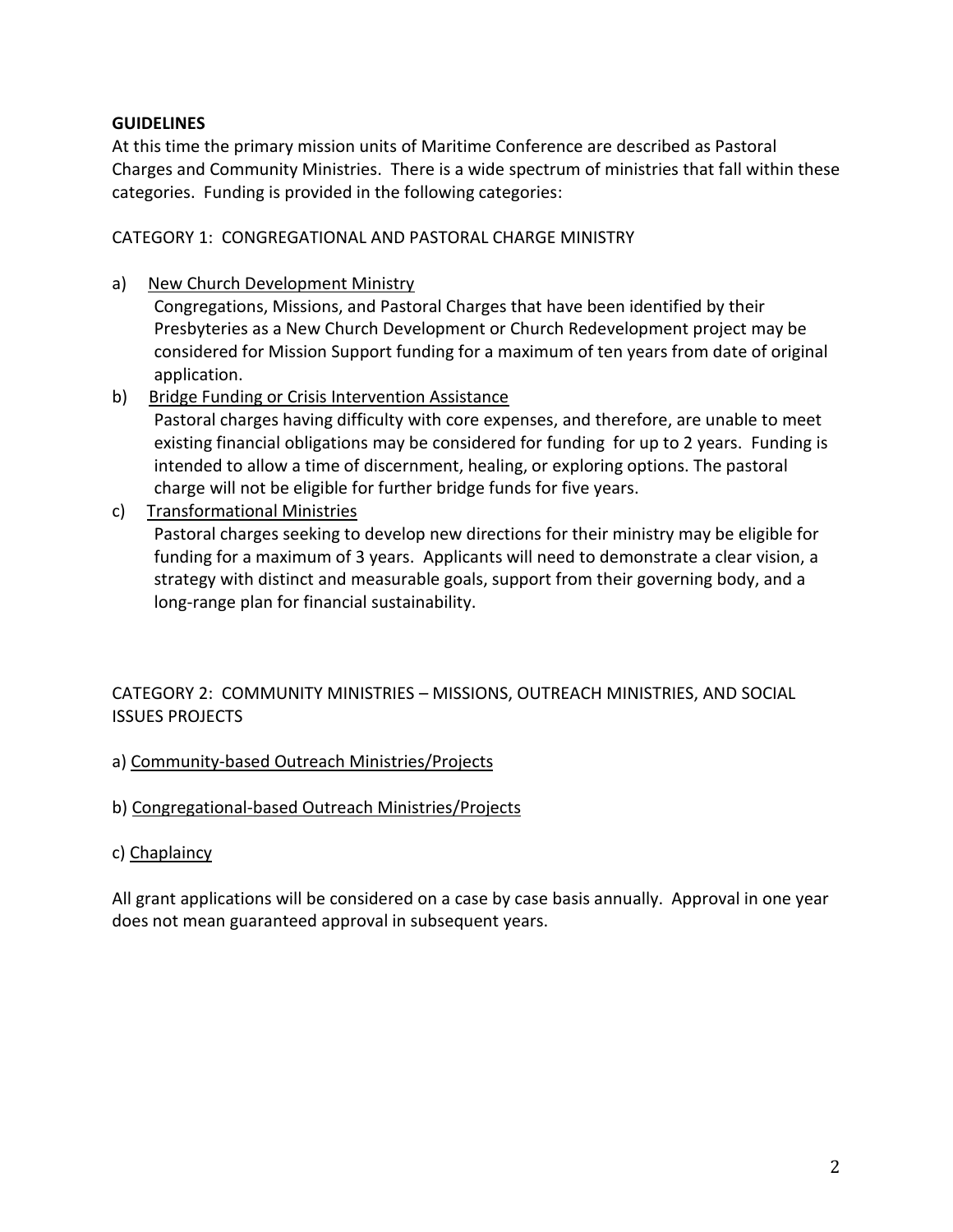**GUIDELINES**

At this time the primary mission units of Maritime Conference are described as Pastoral Charges and Community Ministries. There is a wide spectrum of ministries that fall within these categories. Funding is provided in the following categories:

CATEGORY 1: CONGREGATIONAL AND PASTORAL CHARGE MINISTRY

a) New Church Development Ministry
   Congregations, Missions, and Pastoral Charges that have been identified by their Presbyteries as a New Church Development or Church Redevelopment project may be considered for Mission Support funding for a maximum of ten years from date of original application.

b) Bridge Funding or Crisis Intervention Assistance
   Pastoral charges having difficulty with core expenses, and therefore, are unable to meet existing financial obligations may be considered for funding for up to 2 years. Funding is intended to allow a time of discernment, healing, or exploring options. The pastoral charge will not be eligible for further bridge funds for five years.

c) Transformational Ministries
   Pastoral charges seeking to develop new directions for their ministry may be eligible for funding for a maximum of 3 years. Applicants will need to demonstrate a clear vision, a strategy with distinct and measurable goals, support from their governing body, and a long-range plan for financial sustainability.

CATEGORY 2: COMMUNITY MINISTRIES – MISSIONS, OUTREACH MINISTRIES, AND SOCIAL ISSUES PROJECTS

a) Community-based Outreach Ministries/Projects

b) Congregational-based Outreach Ministries/Projects

c) Chaplaincy

All grant applications will be considered on a case by case basis annually. Approval in one year does not mean guaranteed approval in subsequent years.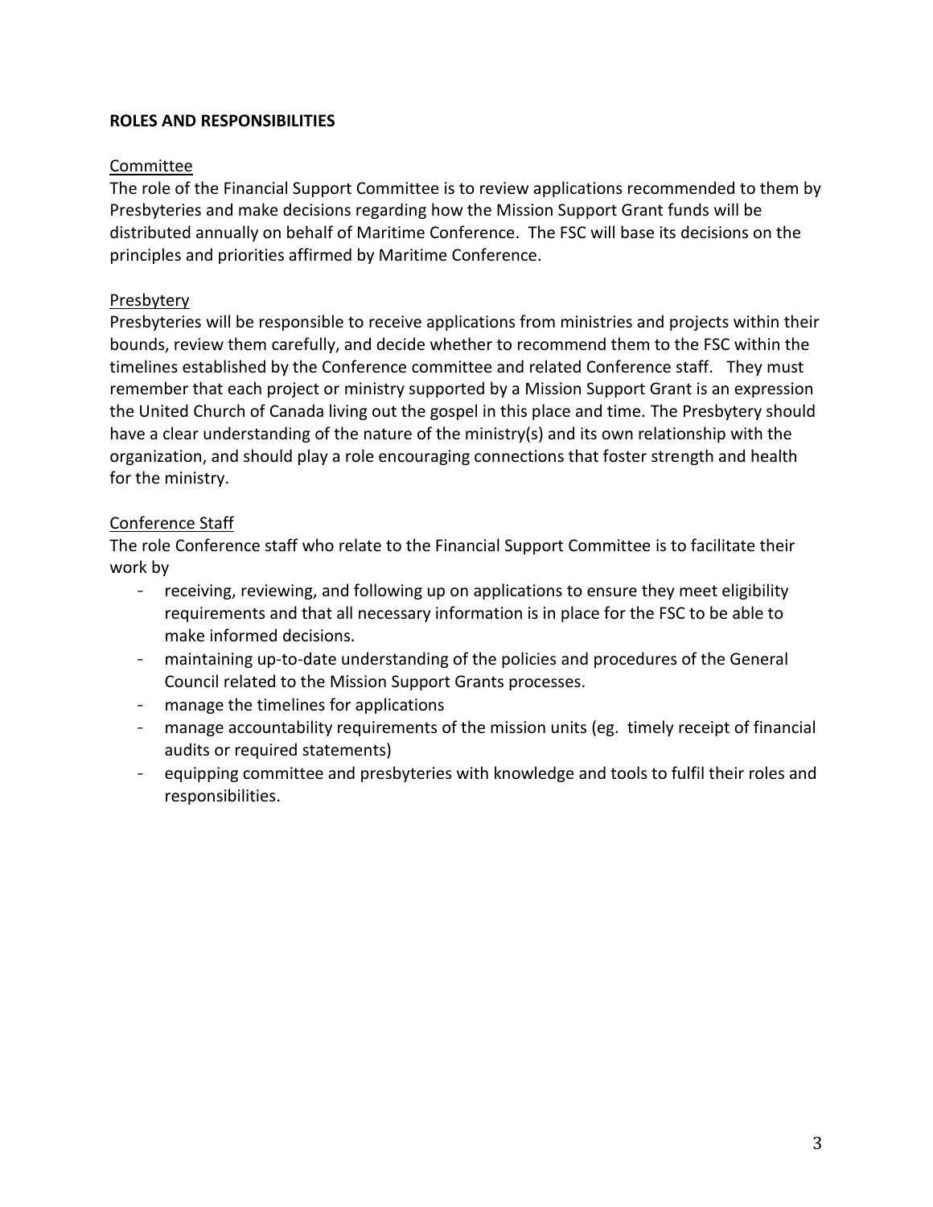## ROLES AND RESPONSIBILITIES

### Committee

The role of the Financial Support Committee is to review applications recommended to them by Presbyteries and make decisions regarding how the Mission Support Grant funds will be distributed annually on behalf of Maritime Conference. The FSC will base its decisions on the principles and priorities affirmed by Maritime Conference.

### Presbytery

Presbyteries will be responsible to receive applications from ministries and projects within their bounds, review them carefully, and decide whether to recommend them to the FSC within the timelines established by the Conference committee and related Conference staff. They must remember that each project or ministry supported by a Mission Support Grant is an expression the United Church of Canada living out the gospel in this place and time. The Presbytery should have a clear understanding of the nature of the ministry(s) and its own relationship with the organization, and should play a role encouraging connections that foster strength and health for the ministry.

### Conference Staff

The role Conference staff who relate to the Financial Support Committee is to facilitate their work by

- receiving, reviewing, and following up on applications to ensure they meet eligibility requirements and that all necessary information is in place for the FSC to be able to make informed decisions.
- maintaining up-to-date understanding of the policies and procedures of the General Council related to the Mission Support Grants processes.
- manage the timelines for applications
- manage accountability requirements of the mission units (eg. timely receipt of financial audits or required statements)
- equipping committee and presbyteries with knowledge and tools to fulfil their roles and responsibilities.